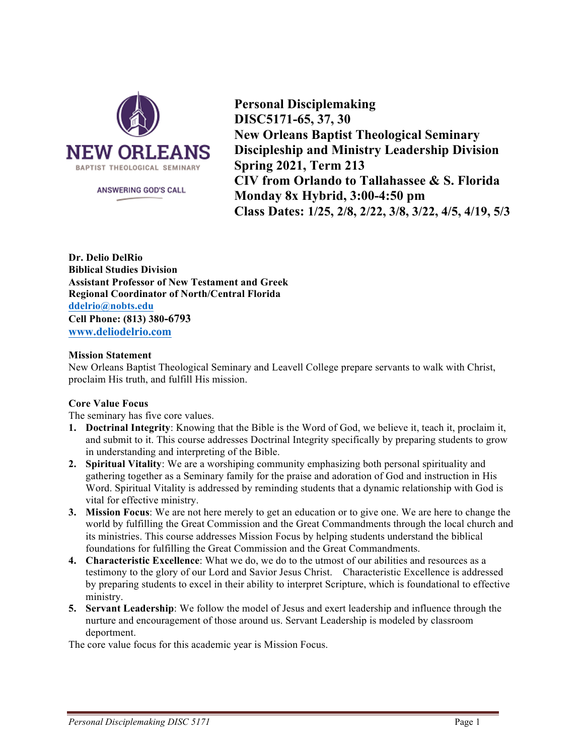NEW ORLEANS
BAPTIST THEOLOGICAL SEMINARY

ANSWERING GOD'S CALL

**Personal Disciplemaking**
**DISC5171-65, 37, 30**
**New Orleans Baptist Theological Seminary**
**Discipleship and Ministry Leadership Division**
**Spring 2021, Term 213**
**CIV from Orlando to Tallahassee & S. Florida**
**Monday 8x Hybrid, 3:00-4:50 pm**
**Class Dates: 1/25, 2/8, 2/22, 3/8, 3/22, 4/5, 4/19, 5/3**

**Dr. Delio DelRio**
**Biblical Studies Division**
**Assistant Professor of New Testament and Greek**
**Regional Coordinator of North/Central Florida**
**ddelrio@nobts.edu**
**Cell Phone: (813) 380-6793**
**www.deliodelrio.com**

**Mission Statement**
New Orleans Baptist Theological Seminary and Leavell College prepare servants to walk with Christ, proclaim His truth, and fulfill His mission.

**Core Value Focus**
The seminary has five core values.

1. **Doctrinal Integrity**: Knowing that the Bible is the Word of God, we believe it, teach it, proclaim it, and submit to it. This course addresses Doctrinal Integrity specifically by preparing students to grow in understanding and interpreting of the Bible.
2. **Spiritual Vitality**: We are a worshiping community emphasizing both personal spirituality and gathering together as a Seminary family for the praise and adoration of God and instruction in His Word. Spiritual Vitality is addressed by reminding students that a dynamic relationship with God is vital for effective ministry.
3. **Mission Focus**: We are not here merely to get an education or to give one. We are here to change the world by fulfilling the Great Commission and the Great Commandments through the local church and its ministries. This course addresses Mission Focus by helping students understand the biblical foundations for fulfilling the Great Commission and the Great Commandments.
4. **Characteristic Excellence**: What we do, we do to the utmost of our abilities and resources as a testimony to the glory of our Lord and Savior Jesus Christ. Characteristic Excellence is addressed by preparing students to excel in their ability to interpret Scripture, which is foundational to effective ministry.
5. **Servant Leadership**: We follow the model of Jesus and exert leadership and influence through the nurture and encouragement of those around us. Servant Leadership is modeled by classroom deportment.

The core value focus for this academic year is Mission Focus.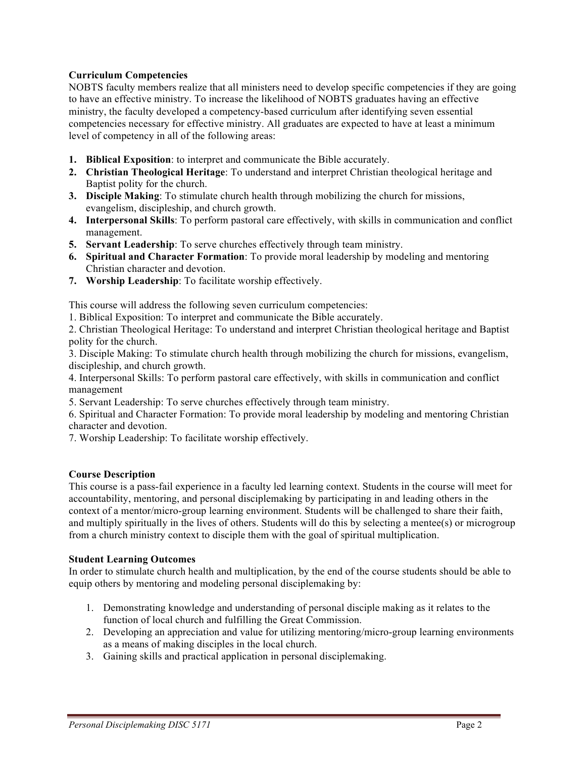**Curriculum Competencies**

NOBTS faculty members realize that all ministers need to develop specific competencies if they are going to have an effective ministry. To increase the likelihood of NOBTS graduates having an effective ministry, the faculty developed a competency-based curriculum after identifying seven essential competencies necessary for effective ministry. All graduates are expected to have at least a minimum level of competency in all of the following areas:

1. **Biblical Exposition**: to interpret and communicate the Bible accurately.
2. **Christian Theological Heritage**: To understand and interpret Christian theological heritage and Baptist polity for the church.
3. **Disciple Making**: To stimulate church health through mobilizing the church for missions, evangelism, discipleship, and church growth.
4. **Interpersonal Skills**: To perform pastoral care effectively, with skills in communication and conflict management.
5. **Servant Leadership**: To serve churches effectively through team ministry.
6. **Spiritual and Character Formation**: To provide moral leadership by modeling and mentoring Christian character and devotion.
7. **Worship Leadership**: To facilitate worship effectively.

This course will address the following seven curriculum competencies:

1. Biblical Exposition: To interpret and communicate the Bible accurately.
2. Christian Theological Heritage: To understand and interpret Christian theological heritage and Baptist polity for the church.
3. Disciple Making: To stimulate church health through mobilizing the church for missions, evangelism, discipleship, and church growth.
4. Interpersonal Skills: To perform pastoral care effectively, with skills in communication and conflict management
5. Servant Leadership: To serve churches effectively through team ministry.
6. Spiritual and Character Formation: To provide moral leadership by modeling and mentoring Christian character and devotion.
7. Worship Leadership: To facilitate worship effectively.

**Course Description**

This course is a pass-fail experience in a faculty led learning context. Students in the course will meet for accountability, mentoring, and personal disciplemaking by participating in and leading others in the context of a mentor/micro-group learning environment. Students will be challenged to share their faith, and multiply spiritually in the lives of others. Students will do this by selecting a mentee(s) or microgroup from a church ministry context to disciple them with the goal of spiritual multiplication.

**Student Learning Outcomes**

In order to stimulate church health and multiplication, by the end of the course students should be able to equip others by mentoring and modeling personal disciplemaking by:

1. Demonstrating knowledge and understanding of personal disciple making as it relates to the function of local church and fulfilling the Great Commission.
2. Developing an appreciation and value for utilizing mentoring/micro-group learning environments as a means of making disciples in the local church.
3. Gaining skills and practical application in personal disciplemaking.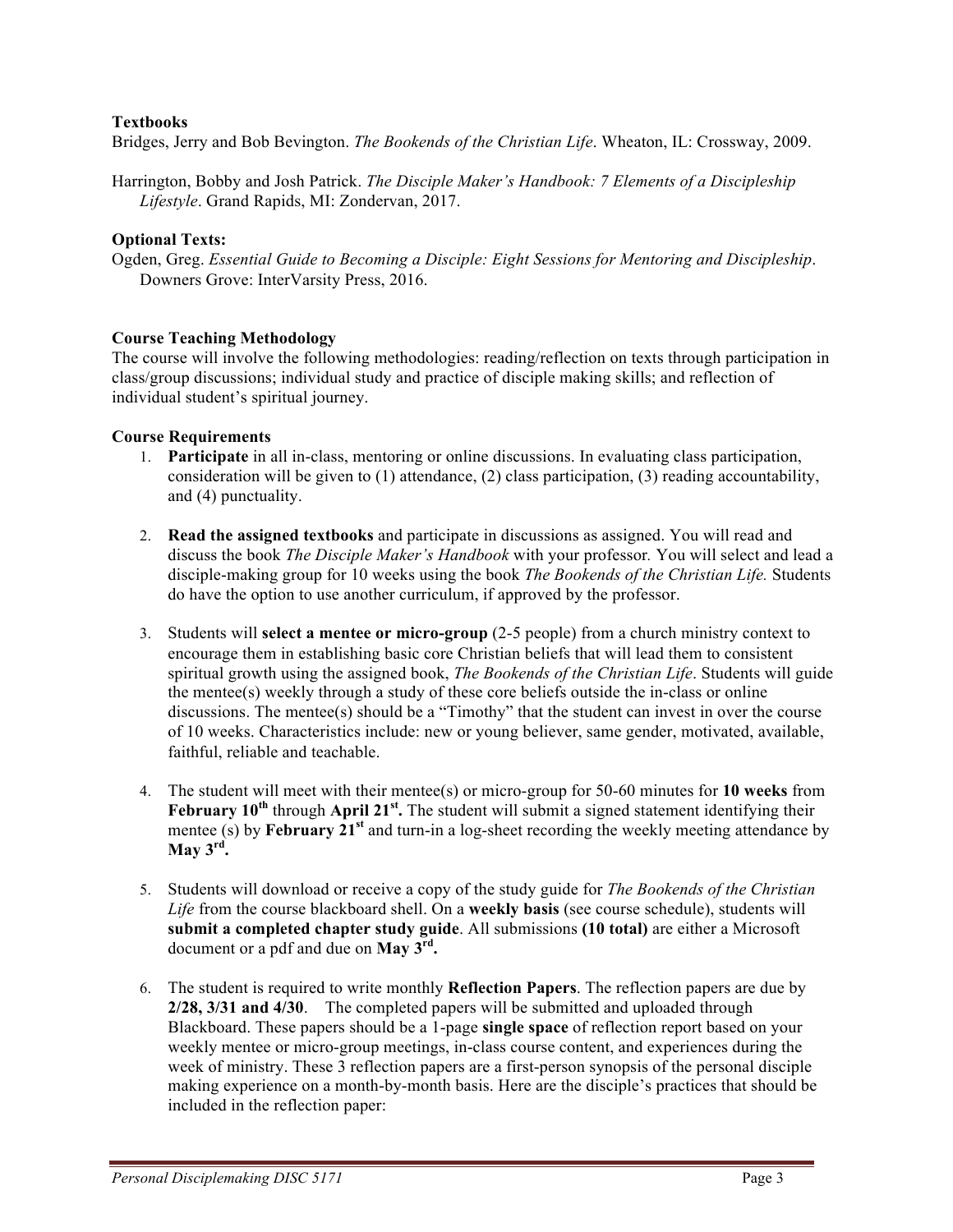**Textbooks**

Bridges, Jerry and Bob Bevington. *The Bookends of the Christian Life*. Wheaton, IL: Crossway, 2009.

Harrington, Bobby and Josh Patrick. *The Disciple Maker's Handbook: 7 Elements of a Discipleship Lifestyle*. Grand Rapids, MI: Zondervan, 2017.

**Optional Texts:**

Ogden, Greg. *Essential Guide to Becoming a Disciple: Eight Sessions for Mentoring and Discipleship*. Downers Grove: InterVarsity Press, 2016.

**Course Teaching Methodology**

The course will involve the following methodologies: reading/reflection on texts through participation in class/group discussions; individual study and practice of disciple making skills; and reflection of individual student's spiritual journey.

**Course Requirements**

1. **Participate** in all in-class, mentoring or online discussions. In evaluating class participation, consideration will be given to (1) attendance, (2) class participation, (3) reading accountability, and (4) punctuality.

2. **Read the assigned textbooks** and participate in discussions as assigned. You will read and discuss the book *The Disciple Maker's Handbook* with your professor. You will select and lead a disciple-making group for 10 weeks using the book *The Bookends of the Christian Life.* Students do have the option to use another curriculum, if approved by the professor.

3. Students will **select a mentee or micro-group** (2-5 people) from a church ministry context to encourage them in establishing basic core Christian beliefs that will lead them to consistent spiritual growth using the assigned book, *The Bookends of the Christian Life*. Students will guide the mentee(s) weekly through a study of these core beliefs outside the in-class or online discussions. The mentee(s) should be a "Timothy" that the student can invest in over the course of 10 weeks. Characteristics include: new or young believer, same gender, motivated, available, faithful, reliable and teachable.

4. The student will meet with their mentee(s) or micro-group for 50-60 minutes for **10 weeks** from **February 10th** through **April 21st.** The student will submit a signed statement identifying their mentee (s) by **February 21st** and turn-in a log-sheet recording the weekly meeting attendance by **May 3rd.**

5. Students will download or receive a copy of the study guide for *The Bookends of the Christian Life* from the course blackboard shell. On a **weekly basis** (see course schedule), students will **submit a completed chapter study guide**. All submissions **(10 total)** are either a Microsoft document or a pdf and due on **May 3rd.**

6. The student is required to write monthly **Reflection Papers**. The reflection papers are due by **2/28, 3/31 and 4/30**. The completed papers will be submitted and uploaded through Blackboard. These papers should be a 1-page **single space** of reflection report based on your weekly mentee or micro-group meetings, in-class course content, and experiences during the week of ministry. These 3 reflection papers are a first-person synopsis of the personal disciple making experience on a month-by-month basis. Here are the disciple's practices that should be included in the reflection paper: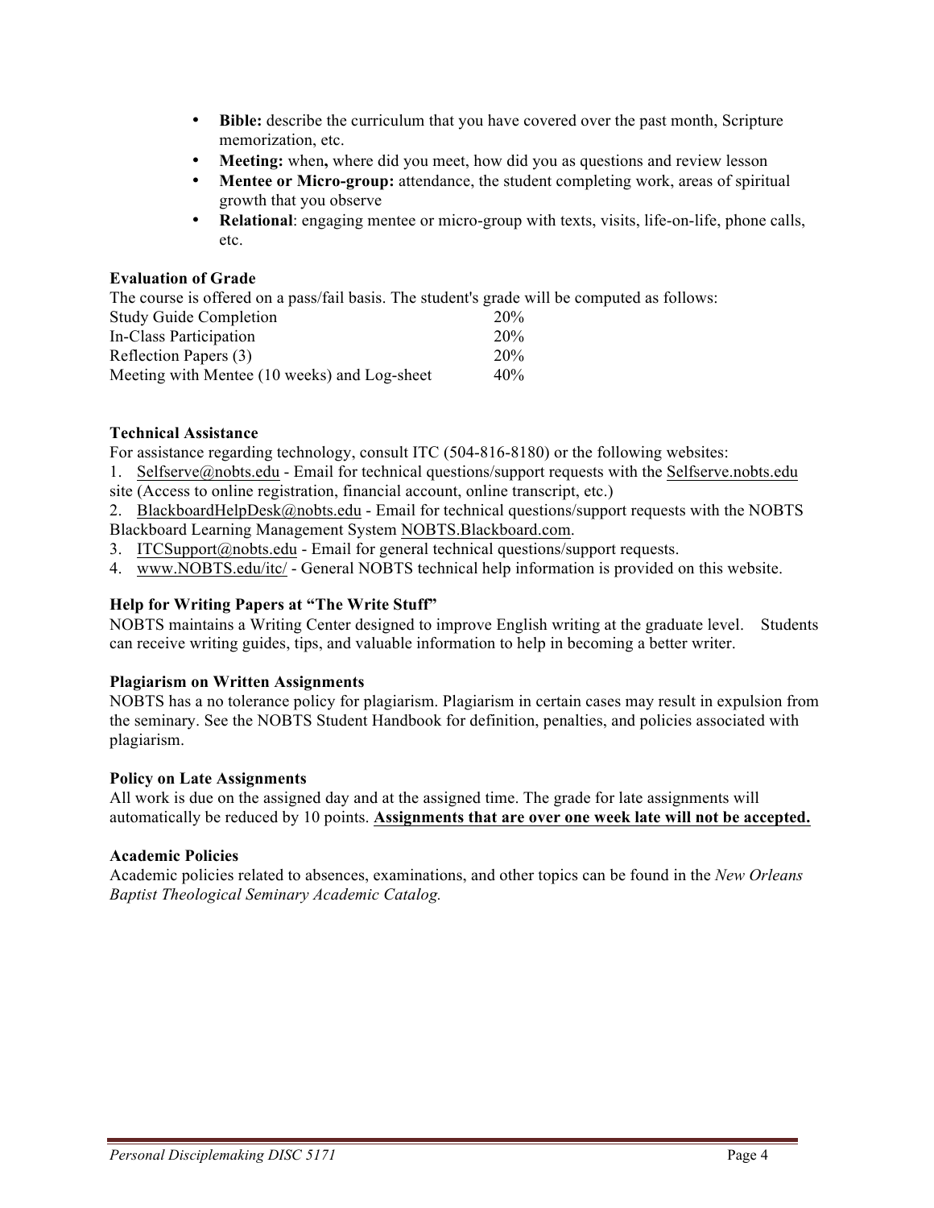- **Bible:** describe the curriculum that you have covered over the past month, Scripture memorization, etc.
- **Meeting:** when**,** where did you meet, how did you as questions and review lesson
- **Mentee or Micro-group:** attendance, the student completing work, areas of spiritual growth that you observe
- **Relational**: engaging mentee or micro-group with texts, visits, life-on-life, phone calls, etc.

**Evaluation of Grade**

The course is offered on a pass/fail basis. The student's grade will be computed as follows:

| | |
|---|---|
| Study Guide Completion | 20% |
| In-Class Participation | 20% |
| Reflection Papers (3) | 20% |
| Meeting with Mentee (10 weeks) and Log-sheet | 40% |

**Technical Assistance**

For assistance regarding technology, consult ITC (504-816-8180) or the following websites:

1. Selfserve@nobts.edu - Email for technical questions/support requests with the Selfserve.nobts.edu site (Access to online registration, financial account, online transcript, etc.)
2. BlackboardHelpDesk@nobts.edu - Email for technical questions/support requests with the NOBTS Blackboard Learning Management System NOBTS.Blackboard.com.
3. ITCSupport@nobts.edu - Email for general technical questions/support requests.
4. www.NOBTS.edu/itc/ - General NOBTS technical help information is provided on this website.

**Help for Writing Papers at "The Write Stuff"**

NOBTS maintains a Writing Center designed to improve English writing at the graduate level. Students can receive writing guides, tips, and valuable information to help in becoming a better writer.

**Plagiarism on Written Assignments**

NOBTS has a no tolerance policy for plagiarism. Plagiarism in certain cases may result in expulsion from the seminary. See the NOBTS Student Handbook for definition, penalties, and policies associated with plagiarism.

**Policy on Late Assignments**

All work is due on the assigned day and at the assigned time. The grade for late assignments will automatically be reduced by 10 points. **Assignments that are over one week late will not be accepted.**

**Academic Policies**

Academic policies related to absences, examinations, and other topics can be found in the *New Orleans Baptist Theological Seminary Academic Catalog.*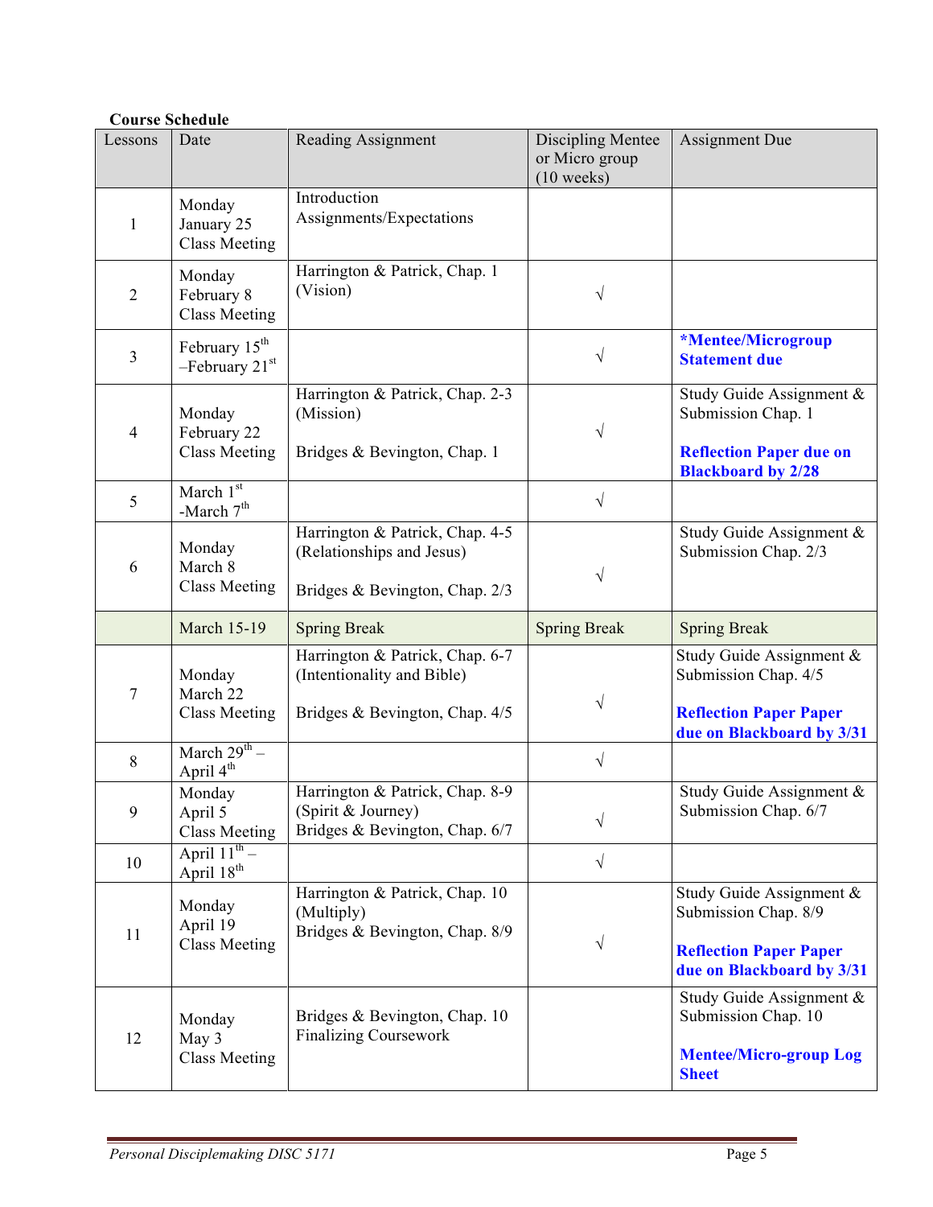**Course Schedule**

| Lessons | Date | Reading Assignment | Discipling Mentee or Micro group (10 weeks) | Assignment Due |
|---|---|---|---|---|
| 1 | Monday January 25 Class Meeting | Introduction Assignments/Expectations | | |
| 2 | Monday February 8 Class Meeting | Harrington & Patrick, Chap. 1 (Vision) | √ | |
| 3 | February 15th –February 21st | | √ | ***Mentee/Microgroup Statement due** |
| 4 | Monday February 22 Class Meeting | Harrington & Patrick, Chap. 2-3 (Mission)<br><br>Bridges & Bevington, Chap. 1 | √ | Study Guide Assignment & Submission Chap. 1<br><br>**Reflection Paper due on Blackboard by 2/28** |
| 5 | March 1st -March 7th | | √ | |
| 6 | Monday March 8 Class Meeting | Harrington & Patrick, Chap. 4-5 (Relationships and Jesus)<br><br>Bridges & Bevington, Chap. 2/3 | √ | Study Guide Assignment & Submission Chap. 2/3 |
| | March 15-19 | Spring Break | Spring Break | Spring Break |
| 7 | Monday March 22 Class Meeting | Harrington & Patrick, Chap. 6-7 (Intentionality and Bible)<br><br>Bridges & Bevington, Chap. 4/5 | √ | Study Guide Assignment & Submission Chap. 4/5<br><br>**Reflection Paper Paper due on Blackboard by 3/31** |
| 8 | March 29th – April 4th | | √ | |
| 9 | Monday April 5 Class Meeting | Harrington & Patrick, Chap. 8-9 (Spirit & Journey)<br>Bridges & Bevington, Chap. 6/7 | √ | Study Guide Assignment & Submission Chap. 6/7 |
| 10 | April 11th – April 18th | | √ | |
| 11 | Monday April 19 Class Meeting | Harrington & Patrick, Chap. 10 (Multiply)<br>Bridges & Bevington, Chap. 8/9 | √ | Study Guide Assignment & Submission Chap. 8/9<br><br>**Reflection Paper Paper due on Blackboard by 3/31** |
| 12 | Monday May 3 Class Meeting | Bridges & Bevington, Chap. 10 Finalizing Coursework | | Study Guide Assignment & Submission Chap. 10<br><br>**Mentee/Micro-group Log Sheet** |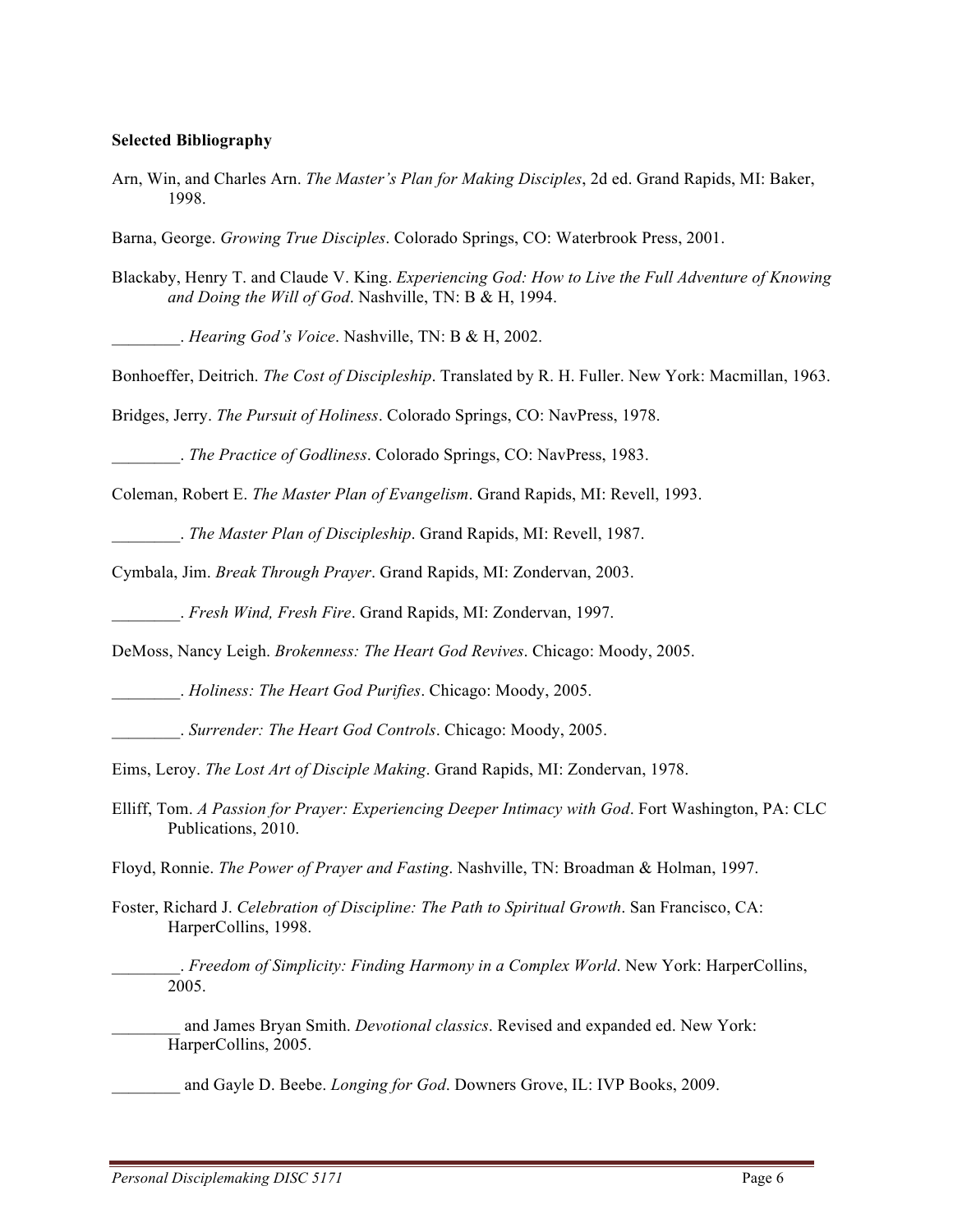**Selected Bibliography**

Arn, Win, and Charles Arn. *The Master's Plan for Making Disciples*, 2d ed. Grand Rapids, MI: Baker, 1998.

Barna, George. *Growing True Disciples*. Colorado Springs, CO: Waterbrook Press, 2001.

Blackaby, Henry T. and Claude V. King. *Experiencing God: How to Live the Full Adventure of Knowing and Doing the Will of God*. Nashville, TN: B & H, 1994.

________. *Hearing God's Voice*. Nashville, TN: B & H, 2002.

Bonhoeffer, Deitrich. *The Cost of Discipleship*. Translated by R. H. Fuller. New York: Macmillan, 1963.

Bridges, Jerry. *The Pursuit of Holiness*. Colorado Springs, CO: NavPress, 1978.

________. *The Practice of Godliness*. Colorado Springs, CO: NavPress, 1983.

Coleman, Robert E. *The Master Plan of Evangelism*. Grand Rapids, MI: Revell, 1993.

________. *The Master Plan of Discipleship*. Grand Rapids, MI: Revell, 1987.

Cymbala, Jim. *Break Through Prayer*. Grand Rapids, MI: Zondervan, 2003.

________. *Fresh Wind, Fresh Fire*. Grand Rapids, MI: Zondervan, 1997.

DeMoss, Nancy Leigh. *Brokenness: The Heart God Revives*. Chicago: Moody, 2005.

________. *Holiness: The Heart God Purifies*. Chicago: Moody, 2005.

________. *Surrender: The Heart God Controls*. Chicago: Moody, 2005.

Eims, Leroy. *The Lost Art of Disciple Making*. Grand Rapids, MI: Zondervan, 1978.

Elliff, Tom. *A Passion for Prayer: Experiencing Deeper Intimacy with God*. Fort Washington, PA: CLC Publications, 2010.

Floyd, Ronnie. *The Power of Prayer and Fasting*. Nashville, TN: Broadman & Holman, 1997.

Foster, Richard J. *Celebration of Discipline: The Path to Spiritual Growth*. San Francisco, CA: HarperCollins, 1998.

________. *Freedom of Simplicity: Finding Harmony in a Complex World*. New York: HarperCollins, 2005.

________ and James Bryan Smith. *Devotional classics*. Revised and expanded ed. New York: HarperCollins, 2005.

________ and Gayle D. Beebe. *Longing for God*. Downers Grove, IL: IVP Books, 2009.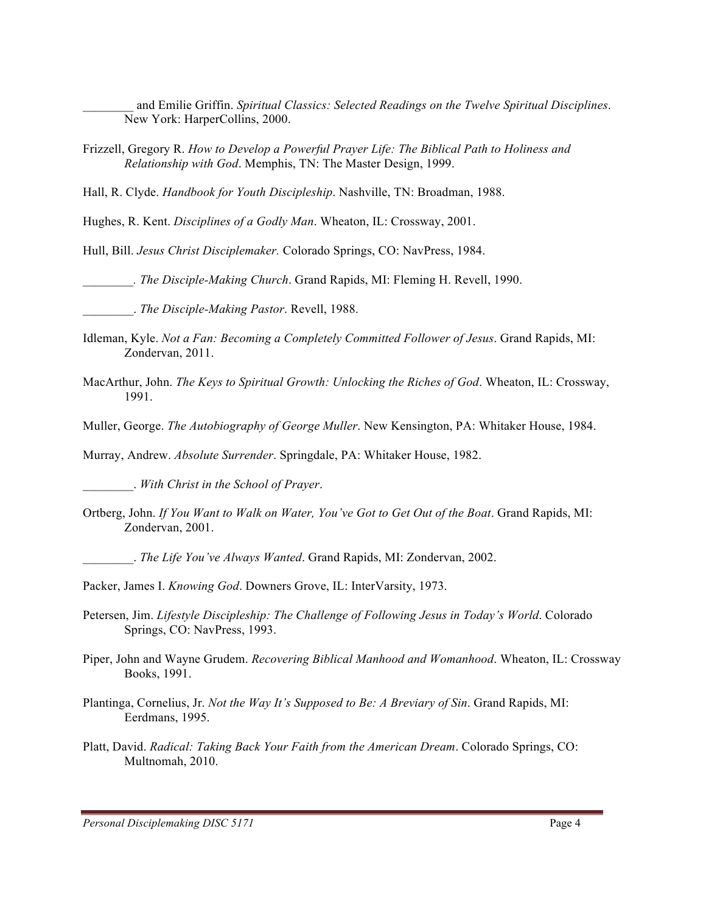________ and Emilie Griffin. *Spiritual Classics: Selected Readings on the Twelve Spiritual Disciplines*. New York: HarperCollins, 2000.

Frizzell, Gregory R. *How to Develop a Powerful Prayer Life: The Biblical Path to Holiness and Relationship with God*. Memphis, TN: The Master Design, 1999.

Hall, R. Clyde. *Handbook for Youth Discipleship*. Nashville, TN: Broadman, 1988.

Hughes, R. Kent. *Disciplines of a Godly Man*. Wheaton, IL: Crossway, 2001.

Hull, Bill. *Jesus Christ Disciplemaker.* Colorado Springs, CO: NavPress, 1984.

________. *The Disciple-Making Church*. Grand Rapids, MI: Fleming H. Revell, 1990.

________. *The Disciple-Making Pastor*. Revell, 1988.

Idleman, Kyle. *Not a Fan: Becoming a Completely Committed Follower of Jesus*. Grand Rapids, MI: Zondervan, 2011.

MacArthur, John. *The Keys to Spiritual Growth: Unlocking the Riches of God*. Wheaton, IL: Crossway, 1991.

Muller, George. *The Autobiography of George Muller*. New Kensington, PA: Whitaker House, 1984.

Murray, Andrew. *Absolute Surrender*. Springdale, PA: Whitaker House, 1982.

________. *With Christ in the School of Prayer*.

Ortberg, John. *If You Want to Walk on Water, You've Got to Get Out of the Boat*. Grand Rapids, MI: Zondervan, 2001.

________. *The Life You've Always Wanted*. Grand Rapids, MI: Zondervan, 2002.

Packer, James I. *Knowing God*. Downers Grove, IL: InterVarsity, 1973.

Petersen, Jim. *Lifestyle Discipleship: The Challenge of Following Jesus in Today's World*. Colorado Springs, CO: NavPress, 1993.

Piper, John and Wayne Grudem. *Recovering Biblical Manhood and Womanhood*. Wheaton, IL: Crossway Books, 1991.

Plantinga, Cornelius, Jr. *Not the Way It's Supposed to Be: A Breviary of Sin*. Grand Rapids, MI: Eerdmans, 1995.

Platt, David. *Radical: Taking Back Your Faith from the American Dream*. Colorado Springs, CO: Multnomah, 2010.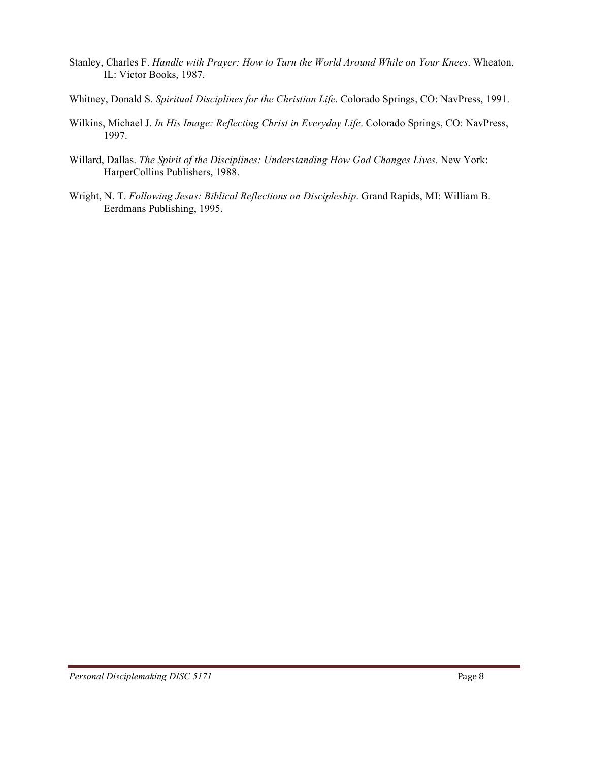Stanley, Charles F. *Handle with Prayer: How to Turn the World Around While on Your Knees*. Wheaton, IL: Victor Books, 1987.

Whitney, Donald S. *Spiritual Disciplines for the Christian Life*. Colorado Springs, CO: NavPress, 1991.

Wilkins, Michael J. *In His Image: Reflecting Christ in Everyday Life*. Colorado Springs, CO: NavPress, 1997.

Willard, Dallas. *The Spirit of the Disciplines: Understanding How God Changes Lives*. New York: HarperCollins Publishers, 1988.

Wright, N. T. *Following Jesus: Biblical Reflections on Discipleship*. Grand Rapids, MI: William B. Eerdmans Publishing, 1995.